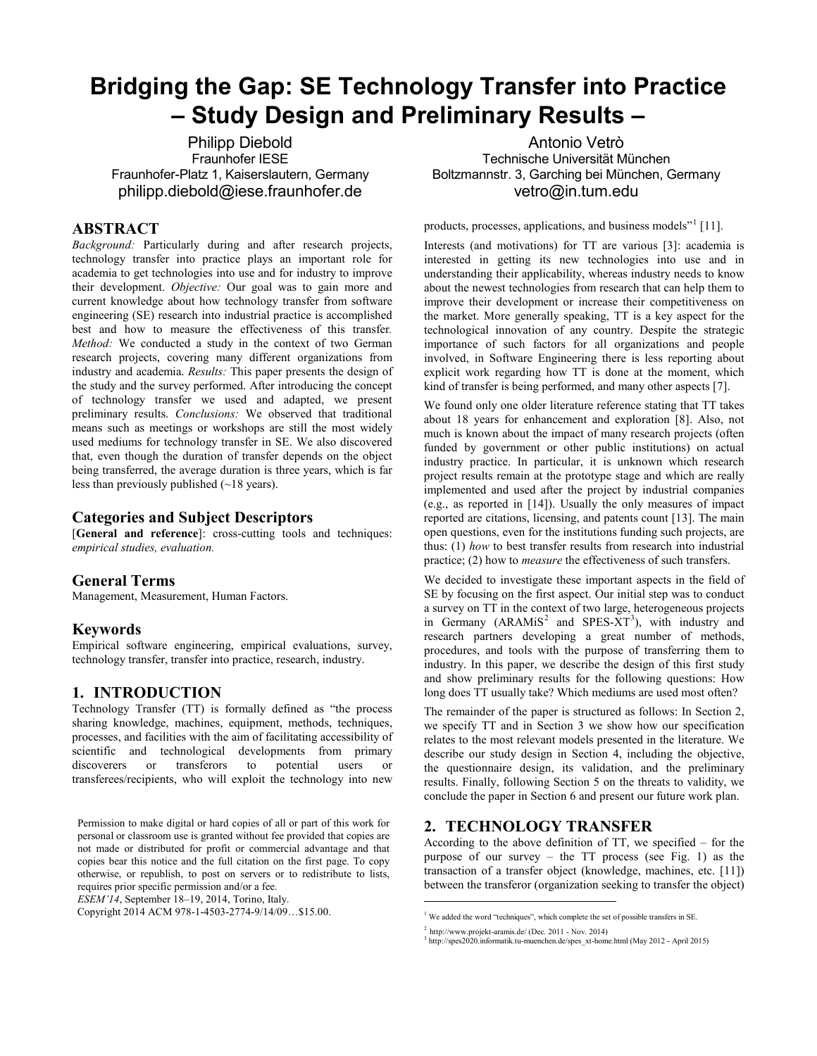# Bridging the Gap: SE Technology Transfer into Practice – Study Design and Preliminary Results –

Philipp Diebold
Fraunhofer IESE
Fraunhofer-Platz 1, Kaiserslautern, Germany
philipp.diebold@iese.fraunhofer.de

Antonio Vetrò
Technische Universität München
Boltzmannstr. 3, Garching bei München, Germany
vetro@in.tum.edu

## ABSTRACT

*Background:* Particularly during and after research projects, technology transfer into practice plays an important role for academia to get technologies into use and for industry to improve their development. *Objective:* Our goal was to gain more and current knowledge about how technology transfer from software engineering (SE) research into industrial practice is accomplished best and how to measure the effectiveness of this transfer. *Method:* We conducted a study in the context of two German research projects, covering many different organizations from industry and academia. *Results:* This paper presents the design of the study and the survey performed. After introducing the concept of technology transfer we used and adapted, we present preliminary results. *Conclusions:* We observed that traditional means such as meetings or workshops are still the most widely used mediums for technology transfer in SE. We also discovered that, even though the duration of transfer depends on the object being transferred, the average duration is three years, which is far less than previously published (~18 years).

### Categories and Subject Descriptors

[**General and reference**]: cross-cutting tools and techniques: *empirical studies, evaluation.*

### General Terms

Management, Measurement, Human Factors.

### Keywords

Empirical software engineering, empirical evaluations, survey, technology transfer, transfer into practice, research, industry.

## 1. INTRODUCTION

Technology Transfer (TT) is formally defined as "the process sharing knowledge, machines, equipment, methods, techniques, processes, and facilities with the aim of facilitating accessibility of scientific and technological developments from primary discoverers or transferors to potential users or transferees/recipients, who will exploit the technology into new products, processes, applications, and business models"[1] [11].

Interests (and motivations) for TT are various [3]: academia is interested in getting its new technologies into use and in understanding their applicability, whereas industry needs to know about the newest technologies from research that can help them to improve their development or increase their competitiveness on the market. More generally speaking, TT is a key aspect for the technological innovation of any country. Despite the strategic importance of such factors for all organizations and people involved, in Software Engineering there is less reporting about explicit work regarding how TT is done at the moment, which kind of transfer is being performed, and many other aspects [7].

We found only one older literature reference stating that TT takes about 18 years for enhancement and exploration [8]. Also, not much is known about the impact of many research projects (often funded by government or other public institutions) on actual industry practice. In particular, it is unknown which research project results remain at the prototype stage and which are really implemented and used after the project by industrial companies (e.g., as reported in [14]). Usually the only measures of impact reported are citations, licensing, and patents count [13]. The main open questions, even for the institutions funding such projects, are thus: (1) *how* to best transfer results from research into industrial practice; (2) how to *measure* the effectiveness of such transfers.

We decided to investigate these important aspects in the field of SE by focusing on the first aspect. Our initial step was to conduct a survey on TT in the context of two large, heterogeneous projects in Germany (ARAMiS[2] and SPES-XT[3]), with industry and research partners developing a great number of methods, procedures, and tools with the purpose of transferring them to industry. In this paper, we describe the design of this first study and show preliminary results for the following questions: How long does TT usually take? Which mediums are used most often?

The remainder of the paper is structured as follows: In Section 2, we specify TT and in Section 3 we show how our specification relates to the most relevant models presented in the literature. We describe our study design in Section 4, including the objective, the questionnaire design, its validation, and the preliminary results. Finally, following Section 5 on the threats to validity, we conclude the paper in Section 6 and present our future work plan.

## 2. TECHNOLOGY TRANSFER

According to the above definition of TT, we specified – for the purpose of our survey – the TT process (see Fig. 1) as the transaction of a transfer object (knowledge, machines, etc. [11]) between the transferor (organization seeking to transfer the object)

Permission to make digital or hard copies of all or part of this work for personal or classroom use is granted without fee provided that copies are not made or distributed for profit or commercial advantage and that copies bear this notice and the full citation on the first page. To copy otherwise, or republish, to post on servers or to redistribute to lists, requires prior specific permission and/or a fee.
*ESEM'14*, September 18–19, 2014, Torino, Italy.
Copyright 2014 ACM 978-1-4503-2774-9/14/09…$15.00.

[1] We added the word "techniques", which complete the set of possible transfers in SE.

[2] http://www.projekt-aramis.de/ (Dec. 2011 - Nov. 2014)

[3] http://spes2020.informatik.tu-muenchen.de/spes_xt-home.html (May 2012 - April 2015)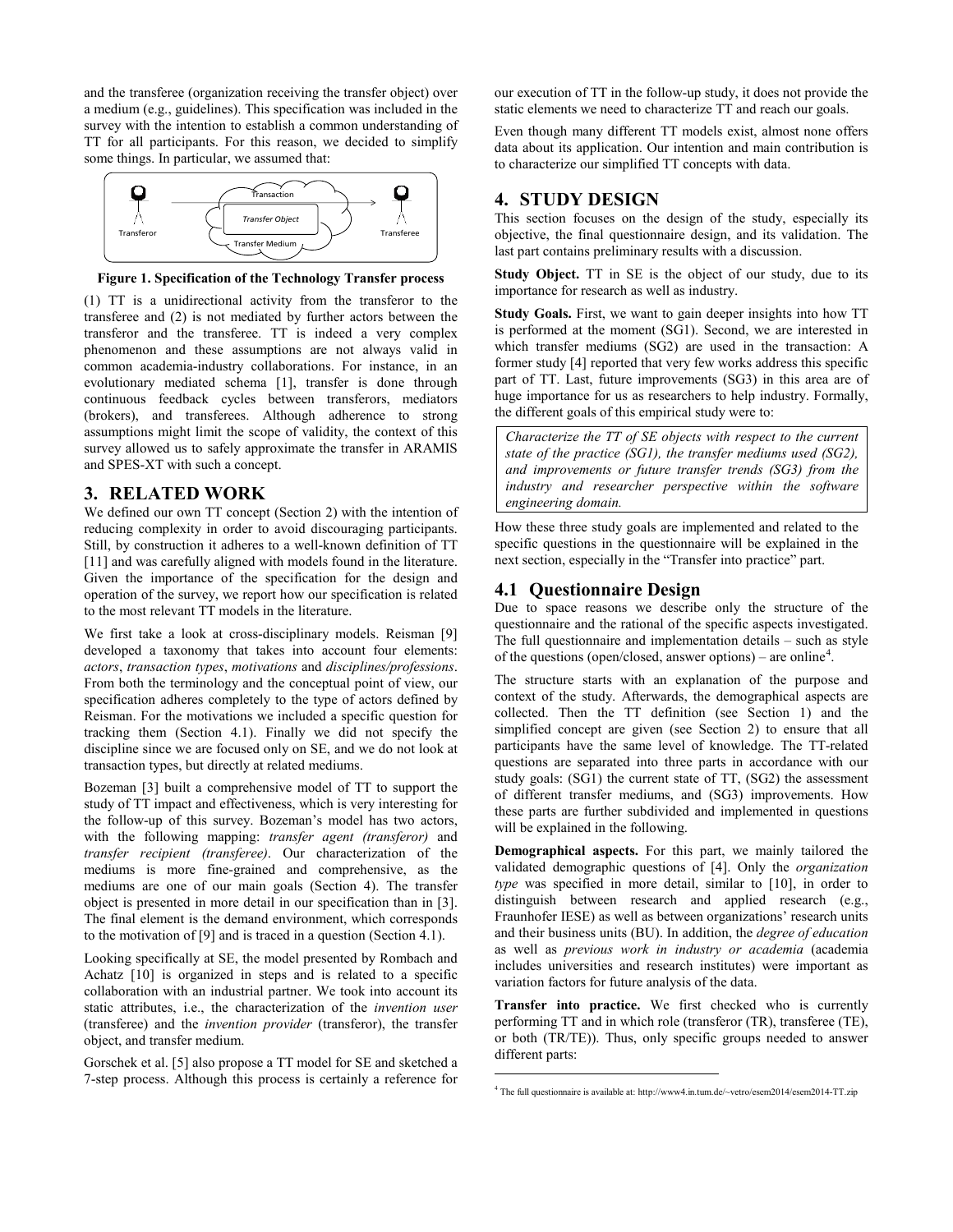and the transferee (organization receiving the transfer object) over a medium (e.g., guidelines). This specification was included in the survey with the intention to establish a common understanding of TT for all participants. For this reason, we decided to simplify some things. In particular, we assumed that:

**Figure 1. Specification of the Technology Transfer process**

(1) TT is a unidirectional activity from the transferor to the transferee and (2) is not mediated by further actors between the transferor and the transferee. TT is indeed a very complex phenomenon and these assumptions are not always valid in common academia-industry collaborations. For instance, in an evolutionary mediated schema [1], transfer is done through continuous feedback cycles between transferors, mediators (brokers), and transferees. Although adherence to strong assumptions might limit the scope of validity, the context of this survey allowed us to safely approximate the transfer in ARAMIS and SPES-XT with such a concept.

## 3. RELATED WORK

We defined our own TT concept (Section 2) with the intention of reducing complexity in order to avoid discouraging participants. Still, by construction it adheres to a well-known definition of TT [11] and was carefully aligned with models found in the literature. Given the importance of the specification for the design and operation of the survey, we report how our specification is related to the most relevant TT models in the literature.

We first take a look at cross-disciplinary models. Reisman [9] developed a taxonomy that takes into account four elements: *actors*, *transaction types*, *motivations* and *disciplines/professions*. From both the terminology and the conceptual point of view, our specification adheres completely to the type of actors defined by Reisman. For the motivations we included a specific question for tracking them (Section 4.1). Finally we did not specify the discipline since we are focused only on SE, and we do not look at transaction types, but directly at related mediums.

Bozeman [3] built a comprehensive model of TT to support the study of TT impact and effectiveness, which is very interesting for the follow-up of this survey. Bozeman's model has two actors, with the following mapping: *transfer agent (transferor)* and *transfer recipient (transferee)*. Our characterization of the mediums is more fine-grained and comprehensive, as the mediums are one of our main goals (Section 4). The transfer object is presented in more detail in our specification than in [3]. The final element is the demand environment, which corresponds to the motivation of [9] and is traced in a question (Section 4.1).

Looking specifically at SE, the model presented by Rombach and Achatz [10] is organized in steps and is related to a specific collaboration with an industrial partner. We took into account its static attributes, i.e., the characterization of the *invention user* (transferee) and the *invention provider* (transferor), the transfer object, and transfer medium.

Gorschek et al. [5] also propose a TT model for SE and sketched a 7-step process. Although this process is certainly a reference for our execution of TT in the follow-up study, it does not provide the static elements we need to characterize TT and reach our goals.

Even though many different TT models exist, almost none offers data about its application. Our intention and main contribution is to characterize our simplified TT concepts with data.

## 4. STUDY DESIGN

This section focuses on the design of the study, especially its objective, the final questionnaire design, and its validation. The last part contains preliminary results with a discussion.

**Study Object.** TT in SE is the object of our study, due to its importance for research as well as industry.

**Study Goals.** First, we want to gain deeper insights into how TT is performed at the moment (SG1). Second, we are interested in which transfer mediums (SG2) are used in the transaction: A former study [4] reported that very few works address this specific part of TT. Last, future improvements (SG3) in this area are of huge importance for us as researchers to help industry. Formally, the different goals of this empirical study were to:

*Characterize the TT of SE objects with respect to the current state of the practice (SG1), the transfer mediums used (SG2), and improvements or future transfer trends (SG3) from the industry and researcher perspective within the software engineering domain.*

How these three study goals are implemented and related to the specific questions in the questionnaire will be explained in the next section, especially in the "Transfer into practice" part.

### 4.1 Questionnaire Design

Due to space reasons we describe only the structure of the questionnaire and the rational of the specific aspects investigated. The full questionnaire and implementation details – such as style of the questions (open/closed, answer options) – are online[4].

The structure starts with an explanation of the purpose and context of the study. Afterwards, the demographical aspects are collected. Then the TT definition (see Section 1) and the simplified concept are given (see Section 2) to ensure that all participants have the same level of knowledge. The TT-related questions are separated into three parts in accordance with our study goals: (SG1) the current state of TT, (SG2) the assessment of different transfer mediums, and (SG3) improvements. How these parts are further subdivided and implemented in questions will be explained in the following.

**Demographical aspects.** For this part, we mainly tailored the validated demographic questions of [4]. Only the *organization type* was specified in more detail, similar to [10], in order to distinguish between research and applied research (e.g., Fraunhofer IESE) as well as between organizations' research units and their business units (BU). In addition, the *degree of education* as well as *previous work in industry or academia* (academia includes universities and research institutes) were important as variation factors for future analysis of the data.

**Transfer into practice.** We first checked who is currently performing TT and in which role (transferor (TR), transferee (TE), or both (TR/TE)). Thus, only specific groups needed to answer different parts:

[4] The full questionnaire is available at: http://www4.in.tum.de/~vetro/esem2014/esem2014-TT.zip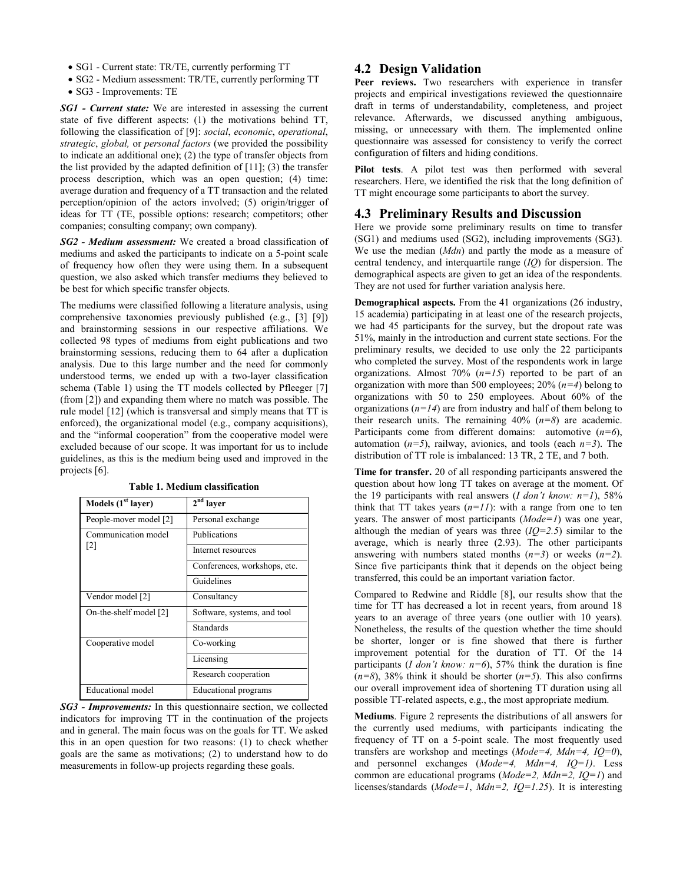- SG1 - Current state: TR/TE, currently performing TT
- SG2 - Medium assessment: TR/TE, currently performing TT
- SG3 - Improvements: TE

***SG1 - Current state:*** We are interested in assessing the current state of five different aspects: (1) the motivations behind TT, following the classification of [9]: *social*, *economic*, *operational*, *strategic*, *global,* or *personal factors* (we provided the possibility to indicate an additional one); (2) the type of transfer objects from the list provided by the adapted definition of [11]; (3) the transfer process description, which was an open question; (4) time: average duration and frequency of a TT transaction and the related perception/opinion of the actors involved; (5) origin/trigger of ideas for TT (TE, possible options: research; competitors; other companies; consulting company; own company).

***SG2 - Medium assessment:*** We created a broad classification of mediums and asked the participants to indicate on a 5-point scale of frequency how often they were using them. In a subsequent question, we also asked which transfer mediums they believed to be best for which specific transfer objects.

The mediums were classified following a literature analysis, using comprehensive taxonomies previously published (e.g., [3] [9]) and brainstorming sessions in our respective affiliations. We collected 98 types of mediums from eight publications and two brainstorming sessions, reducing them to 64 after a duplication analysis. Due to this large number and the need for commonly understood terms, we ended up with a two-layer classification schema (Table 1) using the TT models collected by Pfleeger [7] (from [2]) and expanding them where no match was possible. The rule model [12] (which is transversal and simply means that TT is enforced), the organizational model (e.g., company acquisitions), and the "informal cooperation" from the cooperative model were excluded because of our scope. It was important for us to include guidelines, as this is the medium being used and improved in the projects [6].

**Table 1. Medium classification**

| Models (1st layer) | 2nd layer |
|---|---|
| People-mover model [2] | Personal exchange |
| Communication model [2] | Publications |
| | Internet resources |
| | Conferences, workshops, etc. |
| | Guidelines |
| Vendor model [2] | Consultancy |
| On-the-shelf model [2] | Software, systems, and tool |
| | Standards |
| Cooperative model | Co-working |
| | Licensing |
| | Research cooperation |
| Educational model | Educational programs |

***SG3 - Improvements:*** In this questionnaire section, we collected indicators for improving TT in the continuation of the projects and in general. The main focus was on the goals for TT. We asked this in an open question for two reasons: (1) to check whether goals are the same as motivations; (2) to understand how to do measurements in follow-up projects regarding these goals.

## 4.2 Design Validation

**Peer reviews.** Two researchers with experience in transfer projects and empirical investigations reviewed the questionnaire draft in terms of understandability, completeness, and project relevance. Afterwards, we discussed anything ambiguous, missing, or unnecessary with them. The implemented online questionnaire was assessed for consistency to verify the correct configuration of filters and hiding conditions.

**Pilot tests**. A pilot test was then performed with several researchers. Here, we identified the risk that the long definition of TT might encourage some participants to abort the survey.

## 4.3 Preliminary Results and Discussion

Here we provide some preliminary results on time to transfer (SG1) and mediums used (SG2), including improvements (SG3). We use the median (*Mdn*) and partly the mode as a measure of central tendency, and interquartile range (*IQ*) for dispersion. The demographical aspects are given to get an idea of the respondents. They are not used for further variation analysis here.

**Demographical aspects.** From the 41 organizations (26 industry, 15 academia) participating in at least one of the research projects, we had 45 participants for the survey, but the dropout rate was 51%, mainly in the introduction and current state sections. For the preliminary results, we decided to use only the 22 participants who completed the survey. Most of the respondents work in large organizations. Almost 70% (*n=15*) reported to be part of an organization with more than 500 employees; 20% (*n=4*) belong to organizations with 50 to 250 employees. About 60% of the organizations (*n=14*) are from industry and half of them belong to their research units. The remaining 40% (*n=8*) are academic. Participants come from different domains: automotive (*n=6*), automation (*n=5*), railway, avionics, and tools (each *n=3*). The distribution of TT role is imbalanced: 13 TR, 2 TE, and 7 both.

**Time for transfer.** 20 of all responding participants answered the question about how long TT takes on average at the moment. Of the 19 participants with real answers (*I don't know: n=1*), 58% think that TT takes years (*n=11*): with a range from one to ten years. The answer of most participants (*Mode=1*) was one year, although the median of years was three (*IQ=2.5*) similar to the average, which is nearly three (2.93). The other participants answering with numbers stated months (*n=3*) or weeks (*n=2*). Since five participants think that it depends on the object being transferred, this could be an important variation factor.

Compared to Redwine and Riddle [8], our results show that the time for TT has decreased a lot in recent years, from around 18 years to an average of three years (one outlier with 10 years). Nonetheless, the results of the question whether the time should be shorter, longer or is fine showed that there is further improvement potential for the duration of TT. Of the 14 participants (*I don't know: n=6*), 57% think the duration is fine (*n=8*), 38% think it should be shorter (*n=5*). This also confirms our overall improvement idea of shortening TT duration using all possible TT-related aspects, e.g., the most appropriate medium.

**Mediums**. Figure 2 represents the distributions of all answers for the currently used mediums, with participants indicating the frequency of TT on a 5-point scale. The most frequently used transfers are workshop and meetings (*Mode=4, Mdn=4, IQ=0*), and personnel exchanges (*Mode=4, Mdn=4, IQ=1)*. Less common are educational programs (*Mode=2, Mdn=2, IQ=1*) and licenses/standards (*Mode=1*, *Mdn=2, IQ=1.25*). It is interesting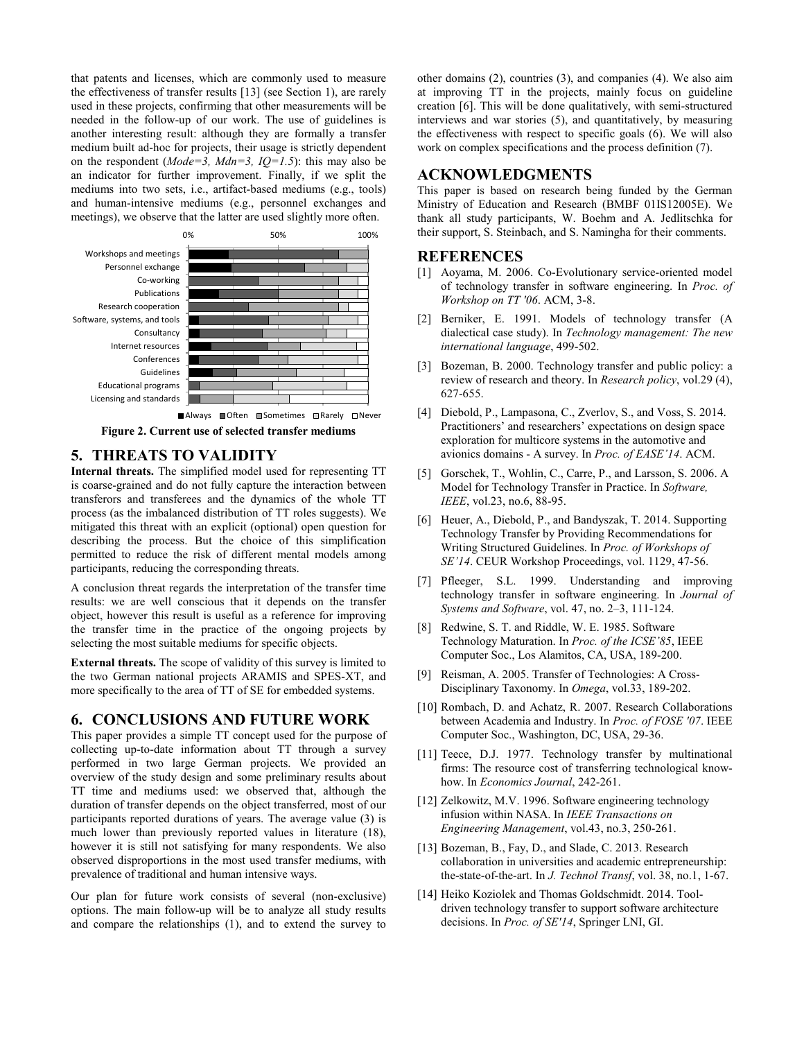that patents and licenses, which are commonly used to measure the effectiveness of transfer results [13] (see Section 1), are rarely used in these projects, confirming that other measurements will be needed in the follow-up of our work. The use of guidelines is another interesting result: although they are formally a transfer medium built ad-hoc for projects, their usage is strictly dependent on the respondent (*Mode=3, Mdn=3, IQ=1.5*): this may also be an indicator for further improvement. Finally, if we split the mediums into two sets, i.e., artifact-based mediums (e.g., tools) and human-intensive mediums (e.g., personnel exchanges and meetings), we observe that the latter are used slightly more often.

0%
50%
100%

Workshops and meetings
Personnel exchange
Co-working
Publications
Research cooperation
Software, systems, and tools
Consultancy
Internet resources
Conferences
Guidelines
Educational programs
Licensing and standards

Always Often Sometimes Rarely Never

**Figure 2. Current use of selected transfer mediums**

## 5. THREATS TO VALIDITY

**Internal threats.** The simplified model used for representing TT is coarse-grained and do not fully capture the interaction between transferors and transferees and the dynamics of the whole TT process (as the imbalanced distribution of TT roles suggests). We mitigated this threat with an explicit (optional) open question for describing the process. But the choice of this simplification permitted to reduce the risk of different mental models among participants, reducing the corresponding threats.

A conclusion threat regards the interpretation of the transfer time results: we are well conscious that it depends on the transfer object, however this result is useful as a reference for improving the transfer time in the practice of the ongoing projects by selecting the most suitable mediums for specific objects.

**External threats.** The scope of validity of this survey is limited to the two German national projects ARAMIS and SPES-XT, and more specifically to the area of TT of SE for embedded systems.

## 6. CONCLUSIONS AND FUTURE WORK

This paper provides a simple TT concept used for the purpose of collecting up-to-date information about TT through a survey performed in two large German projects. We provided an overview of the study design and some preliminary results about TT time and mediums used: we observed that, although the duration of transfer depends on the object transferred, most of our participants reported durations of years. The average value (3) is much lower than previously reported values in literature (18), however it is still not satisfying for many respondents. We also observed disproportions in the most used transfer mediums, with prevalence of traditional and human intensive ways.

Our plan for future work consists of several (non-exclusive) options. The main follow-up will be to analyze all study results and compare the relationships (1), and to extend the survey to other domains (2), countries (3), and companies (4). We also aim at improving TT in the projects, mainly focus on guideline creation [6]. This will be done qualitatively, with semi-structured interviews and war stories (5), and quantitatively, by measuring the effectiveness with respect to specific goals (6). We will also work on complex specifications and the process definition (7).

## ACKNOWLEDGMENTS

This paper is based on research being funded by the German Ministry of Education and Research (BMBF 01IS12005E). We thank all study participants, W. Boehm and A. Jedlitschka for their support, S. Steinbach, and S. Namingha for their comments.

## REFERENCES

[1] Aoyama, M. 2006. Co-Evolutionary service-oriented model of technology transfer in software engineering. In *Proc. of Workshop on TT '06*. ACM, 3-8.

[2] Berniker, E. 1991. Models of technology transfer (A dialectical case study). In *Technology management: The new international language*, 499-502.

[3] Bozeman, B. 2000. Technology transfer and public policy: a review of research and theory. In *Research policy*, vol.29 (4), 627-655.

[4] Diebold, P., Lampasona, C., Zverlov, S., and Voss, S. 2014. Practitioners' and researchers' expectations on design space exploration for multicore systems in the automotive and avionics domains - A survey. In *Proc. of EASE'14*. ACM.

[5] Gorschek, T., Wohlin, C., Carre, P., and Larsson, S. 2006. A Model for Technology Transfer in Practice. In *Software, IEEE*, vol.23, no.6, 88-95.

[6] Heuer, A., Diebold, P., and Bandyszak, T. 2014. Supporting Technology Transfer by Providing Recommendations for Writing Structured Guidelines. In *Proc. of Workshops of SE'14*. CEUR Workshop Proceedings, vol. 1129, 47-56.

[7] Pfleeger, S.L. 1999. Understanding and improving technology transfer in software engineering. In *Journal of Systems and Software*, vol. 47, no. 2–3, 111-124.

[8] Redwine, S. T. and Riddle, W. E. 1985. Software Technology Maturation. In *Proc. of the ICSE'85*, IEEE Computer Soc., Los Alamitos, CA, USA, 189-200.

[9] Reisman, A. 2005. Transfer of Technologies: A Cross-Disciplinary Taxonomy. In *Omega*, vol.33, 189-202.

[10] Rombach, D. and Achatz, R. 2007. Research Collaborations between Academia and Industry. In *Proc. of FOSE '07*. IEEE Computer Soc., Washington, DC, USA, 29-36.

[11] Teece, D.J. 1977. Technology transfer by multinational firms: The resource cost of transferring technological know-how. In *Economics Journal*, 242-261.

[12] Zelkowitz, M.V. 1996. Software engineering technology infusion within NASA. In *IEEE Transactions on Engineering Management*, vol.43, no.3, 250-261.

[13] Bozeman, B., Fay, D., and Slade, C. 2013. Research collaboration in universities and academic entrepreneurship: the-state-of-the-art. In *J. Technol Transf*, vol. 38, no.1, 1-67.

[14] Heiko Koziolek and Thomas Goldschmidt. 2014. Tool-driven technology transfer to support software architecture decisions. In *Proc. of SE'14*, Springer LNI, GI.